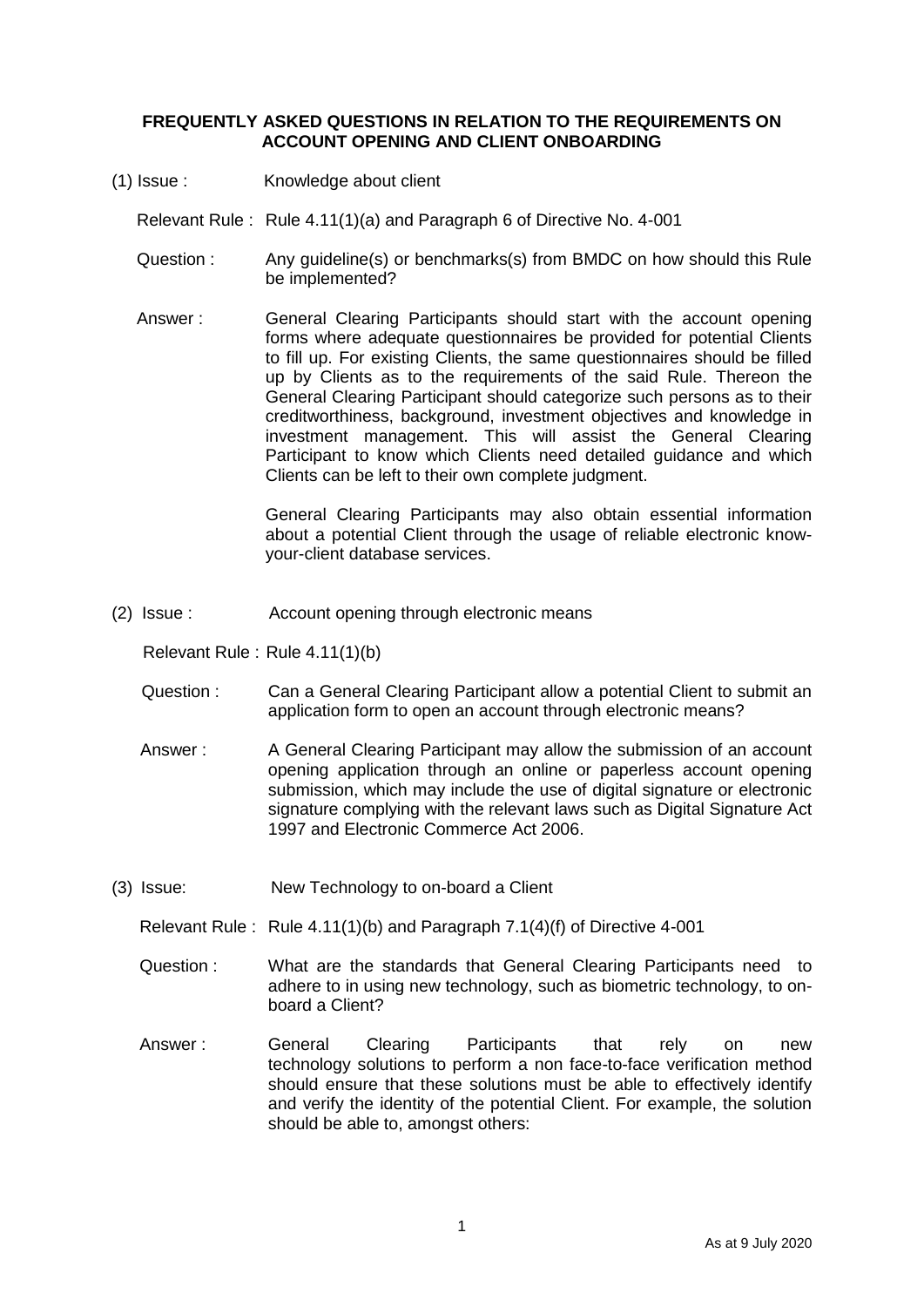## FREQUENTLY ASKED QUESTIONS IN RELATION TO THE REQUIREMENTS ON ACCOUNT OPENING AND CLIENT ONBOARDING

(1) Issue : Knowledge about client

Relevant Rule : Rule 4.11(1)(a) and Paragraph 6 of Directive No. 4-001

Question : Any guideline(s) or benchmarks(s) from BMDC on how should this Rule be implemented?

Answer : General Clearing Participants should start with the account opening forms where adequate questionnaires be provided for potential Clients to fill up. For existing Clients, the same questionnaires should be filled up by Clients as to the requirements of the said Rule. Thereon the General Clearing Participant should categorize such persons as to their creditworthiness, background, investment objectives and knowledge in investment management. This will assist the General Clearing Participant to know which Clients need detailed guidance and which Clients can be left to their own complete judgment.

General Clearing Participants may also obtain essential information about a potential Client through the usage of reliable electronic know-your-client database services.

(2) Issue : Account opening through electronic means

Relevant Rule : Rule 4.11(1)(b)

Question : Can a General Clearing Participant allow a potential Client to submit an application form to open an account through electronic means?

Answer : A General Clearing Participant may allow the submission of an account opening application through an online or paperless account opening submission, which may include the use of digital signature or electronic signature complying with the relevant laws such as Digital Signature Act 1997 and Electronic Commerce Act 2006.

(3) Issue: New Technology to on-board a Client

Relevant Rule : Rule 4.11(1)(b) and Paragraph 7.1(4)(f) of Directive 4-001

Question : What are the standards that General Clearing Participants need to adhere to in using new technology, such as biometric technology, to on-board a Client?

Answer : General Clearing Participants that rely on new technology solutions to perform a non face-to-face verification method should ensure that these solutions must be able to effectively identify and verify the identity of the potential Client. For example, the solution should be able to, amongst others: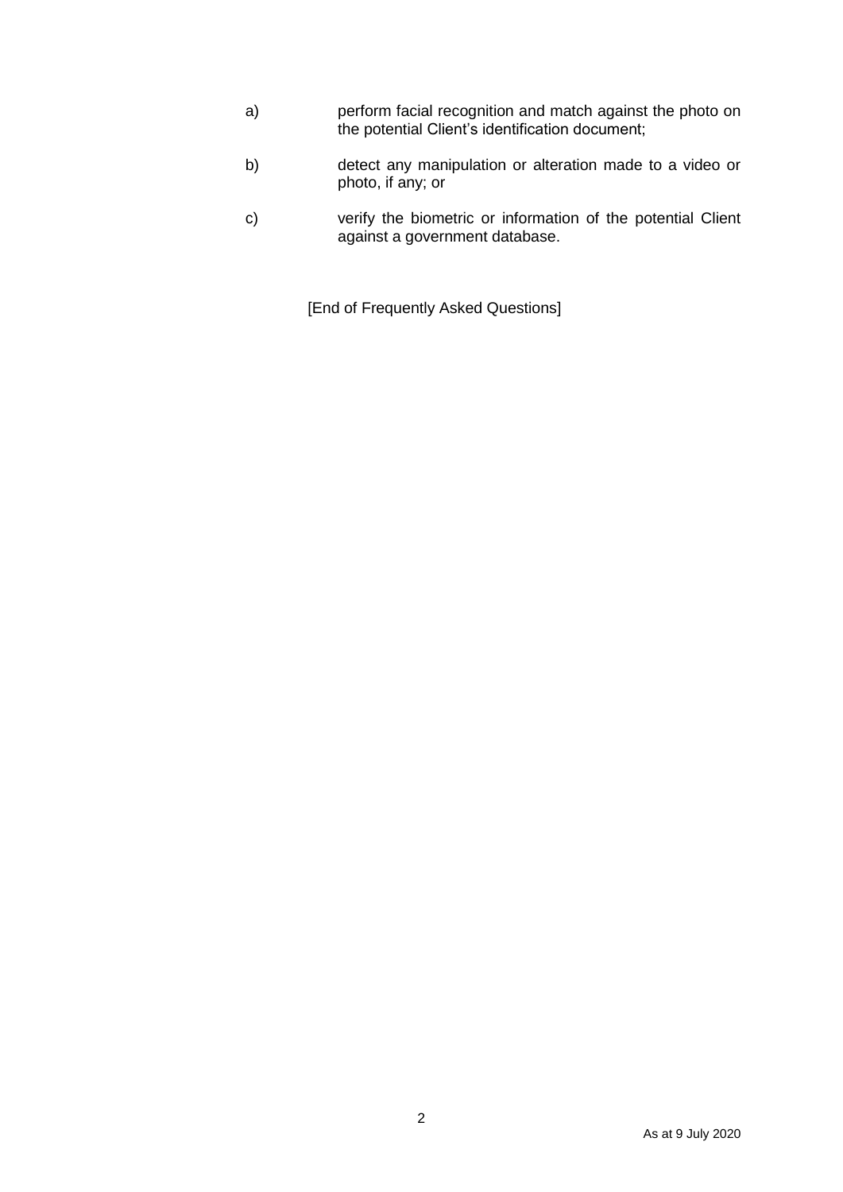a) perform facial recognition and match against the photo on the potential Client's identification document;

b) detect any manipulation or alteration made to a video or photo, if any; or

c) verify the biometric or information of the potential Client against a government database.

[End of Frequently Asked Questions]

As at 9 July 2020